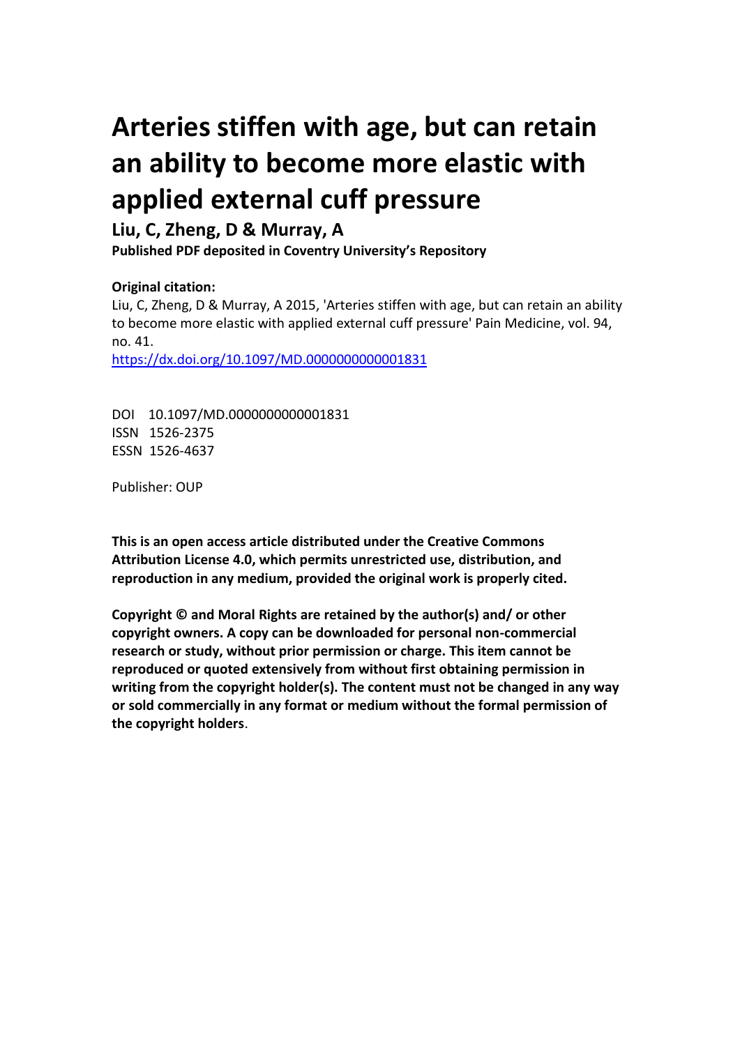# Arteries stiffen with age, but can retain an ability to become more elastic with applied external cuff pressure

**Liu, C, Zheng, D & Murray, A**

**Published PDF deposited in Coventry University's Repository**

**Original citation:**

Liu, C, Zheng, D & Murray, A 2015, 'Arteries stiffen with age, but can retain an ability to become more elastic with applied external cuff pressure' Pain Medicine, vol. 94, no. 41.

https://dx.doi.org/10.1097/MD.0000000000001831

DOI 10.1097/MD.0000000000001831
ISSN 1526-2375
ESSN 1526-4637

Publisher: OUP

**This is an open access article distributed under the Creative Commons Attribution License 4.0, which permits unrestricted use, distribution, and reproduction in any medium, provided the original work is properly cited.**

**Copyright © and Moral Rights are retained by the author(s) and/ or other copyright owners. A copy can be downloaded for personal non-commercial research or study, without prior permission or charge. This item cannot be reproduced or quoted extensively from without first obtaining permission in writing from the copyright holder(s). The content must not be changed in any way or sold commercially in any format or medium without the formal permission of the copyright holders**.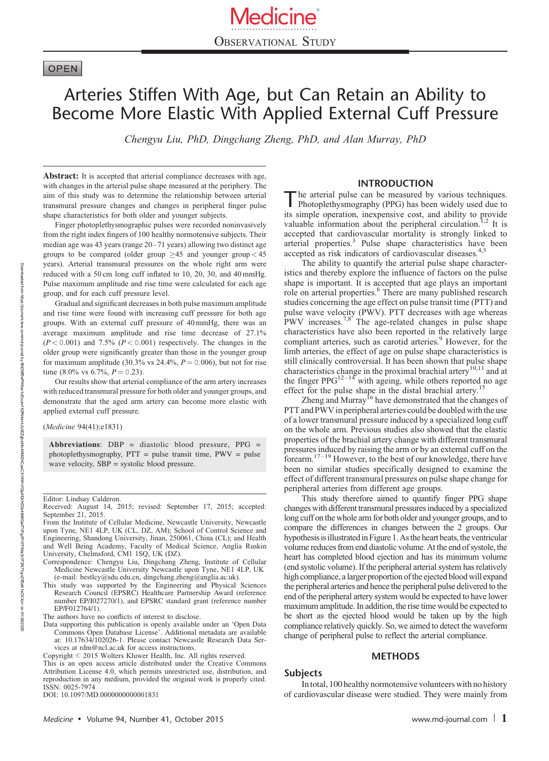# Arteries Stiffen With Age, but Can Retain an Ability to Become More Elastic With Applied External Cuff Pressure

*Chengyu Liu, PhD, Dingchang Zheng, PhD, and Alan Murray, PhD*

**Abstract:** It is accepted that arterial compliance decreases with age, with changes in the arterial pulse shape measured at the periphery. The aim of this study was to determine the relationship between arterial transmural pressure changes and changes in peripheral finger pulse shape characteristics for both older and younger subjects.

Finger photoplethysmographic pulses were recorded noninvasively from the right index fingers of 100 healthy normotensive subjects. Their median age was 43 years (range 20–71 years) allowing two distinct age groups to be compared (older group ≥45 and younger group < 45 years). Arterial transmural pressures on the whole right arm were reduced with a 50 cm long cuff inflated to 10, 20, 30, and 40 mmHg. Pulse maximum amplitude and rise time were calculated for each age group, and for each cuff pressure level.

Gradual and significant decreases in both pulse maximum amplitude and rise time were found with increasing cuff pressure for both age groups. With an external cuff pressure of 40 mmHg, there was an average maximum amplitude and rise time decrease of 27.1% ($P < 0.001$) and 7.5% ($P < 0.001$) respectively. The changes in the older group were significantly greater than those in the younger group for maximum amplitude (30.3% vs 24.4%, $P = 0.006$), but not for rise time (8.0% vs 6.7%, $P = 0.23$).

Our results show that arterial compliance of the arm artery increases with reduced transmural pressure for both older and younger groups, and demonstrate that the aged arm artery can become more elastic with applied external cuff pressure.

(*Medicine* 94(41):e1831)

**Abbreviations**: DBP = diastolic blood pressure, PPG = photoplethysmography, PTT = pulse transit time, PWV = pulse wave velocity, SBP = systolic blood pressure.

Editor: Lindsay Calderon.
Received: August 14, 2015; revised: September 17, 2015; accepted: September 21, 2015.
From the Institute of Cellular Medicine, Newcastle University, Newcastle upon Tyne, NE1 4LP, UK (CL, DZ, AM); School of Control Science and Engineering, Shandong University, Jinan, 250061, China (CL); and Health and Well Being Academy, Faculty of Medical Science, Anglia Ruskin University, Chelmsford, CM1 1SQ, UK (DZ).
Correspondence: Chengyu Liu, Dingchang Zheng, Institute of Cellular Medicine Newcastle University Newcastle upon Tyne, NE1 4LP, UK (e-mail: bestlcy@sdu.edu.cn, dingchang.zheng@anglia.ac.uk).
This study was supported by the Engineering and Physical Sciences Research Council (EPSRC) Healthcare Partnership Award (reference number EP/I027270/1), and EPSRC standard grant (reference number EP/F012764/1).
The authors have no conflicts of interest to disclose.
Data supporting this publication is openly available under an 'Open Data Commons Open Database License'. Additional metadata are available at: 10.17634/102026-1. Please contact Newcastle Research Data Services at rdm@ncl.ac.uk for access instructions.
Copyright © 2015 Wolters Kluwer Health, Inc. All rights reserved.
This is an open access article distributed under the Creative Commons Attribution License 4.0, which permits unrestricted use, distribution, and reproduction in any medium, provided the original work is properly cited.
ISSN: 0025-7974
DOI: 10.1097/MD.0000000000001831

## INTRODUCTION

The arterial pulse can be measured by various techniques. Photoplethysmography (PPG) has been widely used due to its simple operation, inexpensive cost, and ability to provide valuable information about the peripheral circulation.[1,2] It is accepted that cardiovascular mortality is strongly linked to arterial properties.[3] Pulse shape characteristics have been accepted as risk indicators of cardiovascular diseases.[4,5]

The ability to quantify the arterial pulse shape characteristics and thereby explore the influence of factors on the pulse shape is important. It is accepted that age plays an important role on arterial properties.[6] There are many published research studies concerning the age effect on pulse transit time (PTT) and pulse wave velocity (PWV). PTT decreases with age whereas PWV increases.[7,8] The age-related changes in pulse shape characteristics have also been reported in the relatively large compliant arteries, such as carotid arteries.[9] However, for the limb arteries, the effect of age on pulse shape characteristics is still clinically controversial. It has been shown that pulse shape characteristics change in the proximal brachial artery[10,11] and at the finger PPG[12–14] with ageing, while others reported no age effect for the pulse shape in the distal brachial artery.[15]

Zheng and Murray[16] have demonstrated that the changes of PTT and PWV in peripheral arteries could be doubled with the use of a lower transmural pressure induced by a specialized long cuff on the whole arm. Previous studies also showed that the elastic properties of the brachial artery change with different transmural pressures induced by raising the arm or by an external cuff on the forearm.[17–19] However, to the best of our knowledge, there have been no similar studies specifically designed to examine the effect of different transmural pressures on pulse shape change for peripheral arteries from different age groups.

This study therefore aimed to quantify finger PPG shape changes with different transmural pressures induced by a specialized long cuff on the whole arm for both older and younger groups, and to compare the differences in changes between the 2 groups. Our hypothesis is illustrated in Figure 1. As the heart beats, the ventricular volume reduces from end diastolic volume. At the end of systole, the heart has completed blood ejection and has its minimum volume (end systolic volume). If the peripheral arterial system has relatively high compliance, a larger proportion of the ejected blood will expand the peripheral arteries and hence the peripheral pulse delivered to the end of the peripheral artery system would be expected to have lower maximum amplitude. In addition, the rise time would be expected to be short as the ejected blood would be taken up by the high compliance relatively quickly. So, we aimed to detect the waveform change of peripheral pulse to reflect the arterial compliance.

## METHODS

### Subjects

In total, 100 healthy normotensive volunteers with no history of cardiovascular disease were studied. They were mainly from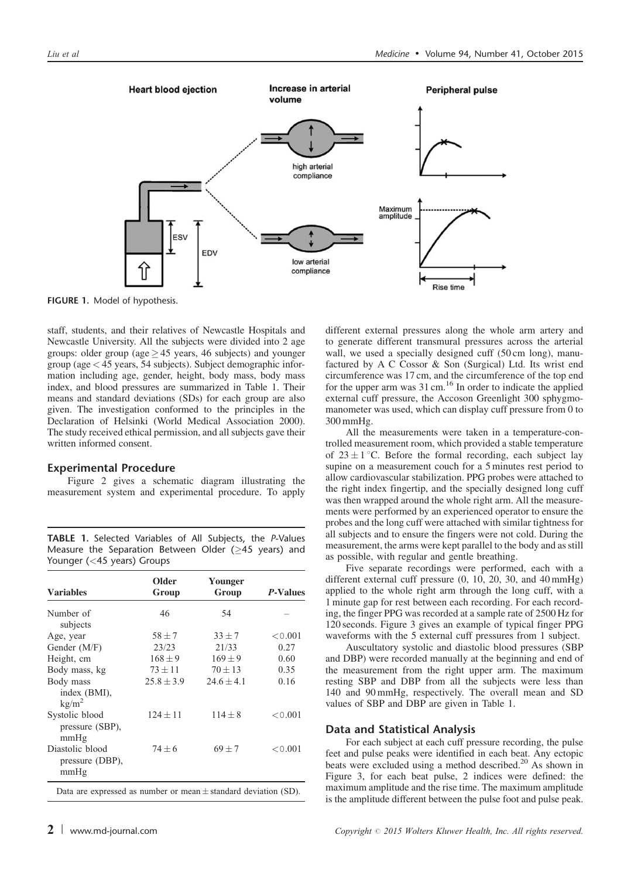FIGURE 1. Model of hypothesis.

staff, students, and their relatives of Newcastle Hospitals and Newcastle University. All the subjects were divided into 2 age groups: older group (age $\geq$ 45 years, 46 subjects) and younger group (age < 45 years, 54 subjects). Subject demographic information including age, gender, height, body mass, body mass index, and blood pressures are summarized in Table 1. Their means and standard deviations (SDs) for each group are also given. The investigation conformed to the principles in the Declaration of Helsinki (World Medical Association 2000). The study received ethical permission, and all subjects gave their written informed consent.

## Experimental Procedure

Figure 2 gives a schematic diagram illustrating the measurement system and experimental procedure. To apply different external pressures along the whole arm artery and to generate different transmural pressures across the arterial wall, we used a specially designed cuff (50 cm long), manufactured by A C Cossor & Son (Surgical) Ltd. Its wrist end circumference was 17 cm, and the circumference of the top end for the upper arm was 31 cm.[16] In order to indicate the applied external cuff pressure, the Accoson Greenlight 300 sphygmomanometer was used, which can display cuff pressure from 0 to 300 mmHg.

All the measurements were taken in a temperature-controlled measurement room, which provided a stable temperature of $23 \pm 1\,^{\circ}$C. Before the formal recording, each subject lay supine on a measurement couch for a 5 minutes rest period to allow cardiovascular stabilization. PPG probes were attached to the right index fingertip, and the specially designed long cuff was then wrapped around the whole right arm. All the measurements were performed by an experienced operator to ensure the probes and the long cuff were attached with similar tightness for all subjects and to ensure the fingers were not cold. During the measurement, the arms were kept parallel to the body and as still as possible, with regular and gentle breathing.

Five separate recordings were performed, each with a different external cuff pressure (0, 10, 20, 30, and 40 mmHg) applied to the whole right arm through the long cuff, with a 1 minute gap for rest between each recording. For each recording, the finger PPG was recorded at a sample rate of 2500 Hz for 120 seconds. Figure 3 gives an example of typical finger PPG waveforms with the 5 external cuff pressures from 1 subject.

Auscultatory systolic and diastolic blood pressures (SBP and DBP) were recorded manually at the beginning and end of the measurement from the right upper arm. The maximum resting SBP and DBP from all the subjects were less than 140 and 90 mmHg, respectively. The overall mean and SD values of SBP and DBP are given in Table 1.

TABLE 1. Selected Variables of All Subjects, the *P*-Values Measure the Separation Between Older ($\geq$45 years) and Younger (<45 years) Groups

| Variables | Older Group | Younger Group | *P*-Values |
|---|---|---|---|
| Number of subjects | 46 | 54 | – |
| Age, year | $58 \pm 7$ | $33 \pm 7$ | <0.001 |
| Gender (M/F) | 23/23 | 21/33 | 0.27 |
| Height, cm | $168 \pm 9$ | $169 \pm 9$ | 0.60 |
| Body mass, kg | $73 \pm 11$ | $70 \pm 13$ | 0.35 |
| Body mass index (BMI), kg/m$^2$ | $25.8 \pm 3.9$ | $24.6 \pm 4.1$ | 0.16 |
| Systolic blood pressure (SBP), mmHg | $124 \pm 11$ | $114 \pm 8$ | <0.001 |
| Diastolic blood pressure (DBP), mmHg | $74 \pm 6$ | $69 \pm 7$ | <0.001 |

Data are expressed as number or mean $\pm$ standard deviation (SD).

## Data and Statistical Analysis

For each subject at each cuff pressure recording, the pulse feet and pulse peaks were identified in each beat. Any ectopic beats were excluded using a method described.[20] As shown in Figure 3, for each beat pulse, 2 indices were defined: the maximum amplitude and the rise time. The maximum amplitude is the amplitude different between the pulse foot and pulse peak.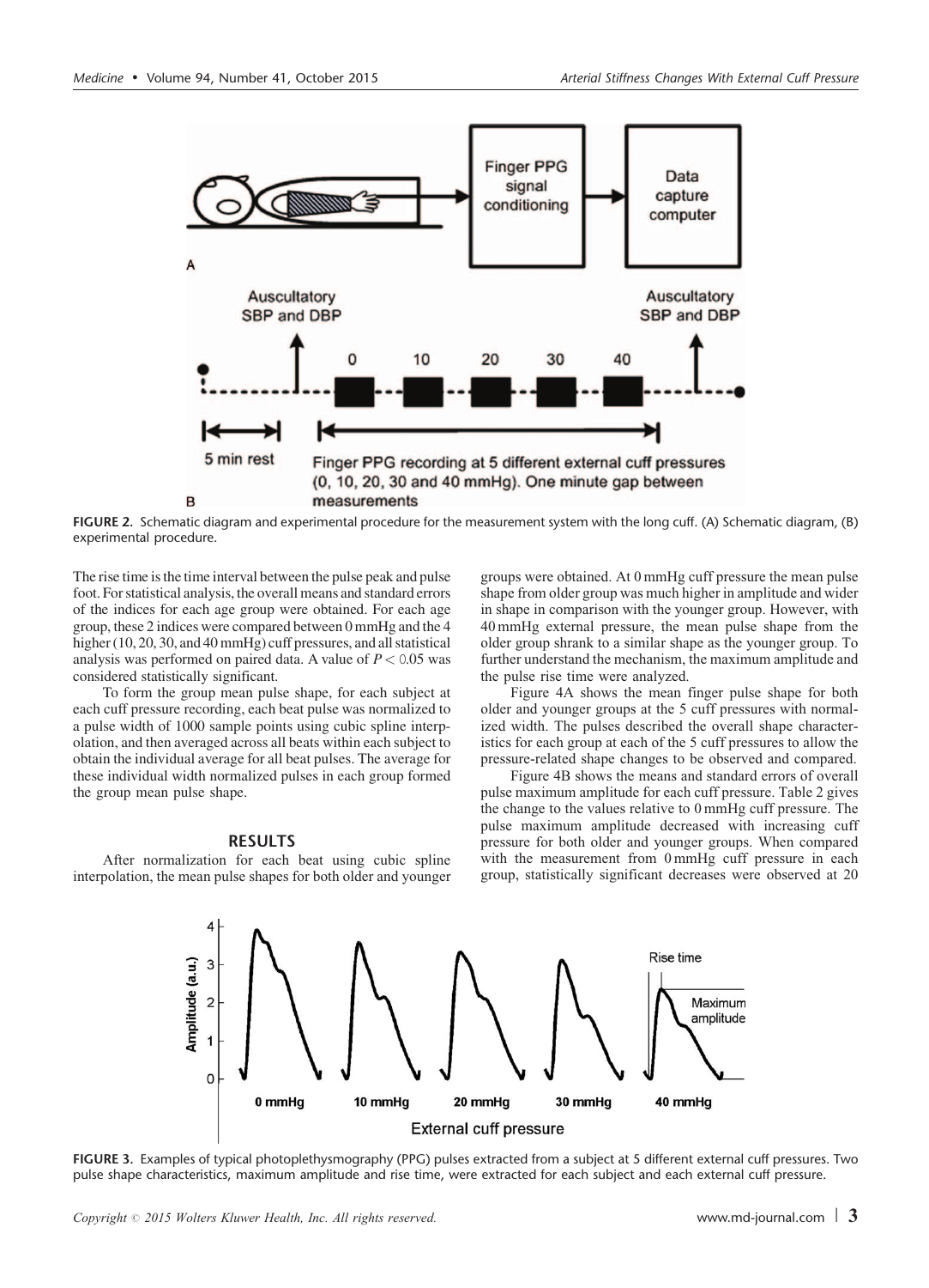FIGURE 2. Schematic diagram and experimental procedure for the measurement system with the long cuff. (A) Schematic diagram, (B) experimental procedure.

The rise time is the time interval between the pulse peak and pulse foot. For statistical analysis, the overall means and standard errors of the indices for each age group were obtained. For each age group, these 2 indices were compared between 0 mmHg and the 4 higher (10, 20, 30, and 40 mmHg) cuff pressures, and all statistical analysis was performed on paired data. A value of $P < 0.05$ was considered statistically significant.

To form the group mean pulse shape, for each subject at each cuff pressure recording, each beat pulse was normalized to a pulse width of 1000 sample points using cubic spline interpolation, and then averaged across all beats within each subject to obtain the individual average for all beat pulses. The average for these individual width normalized pulses in each group formed the group mean pulse shape.

## RESULTS

After normalization for each beat using cubic spline interpolation, the mean pulse shapes for both older and younger groups were obtained. At 0 mmHg cuff pressure the mean pulse shape from older group was much higher in amplitude and wider in shape in comparison with the younger group. However, with 40 mmHg external pressure, the mean pulse shape from the older group shrank to a similar shape as the younger group. To further understand the mechanism, the maximum amplitude and the pulse rise time were analyzed.

Figure 4A shows the mean finger pulse shape for both older and younger groups at the 5 cuff pressures with normalized width. The pulses described the overall shape characteristics for each group at each of the 5 cuff pressures to allow the pressure-related shape changes to be observed and compared.

Figure 4B shows the means and standard errors of overall pulse maximum amplitude for each cuff pressure. Table 2 gives the change to the values relative to 0 mmHg cuff pressure. The pulse maximum amplitude decreased with increasing cuff pressure for both older and younger groups. When compared with the measurement from 0 mmHg cuff pressure in each group, statistically significant decreases were observed at 20

FIGURE 3. Examples of typical photoplethysmography (PPG) pulses extracted from a subject at 5 different external cuff pressures. Two pulse shape characteristics, maximum amplitude and rise time, were extracted for each subject and each external cuff pressure.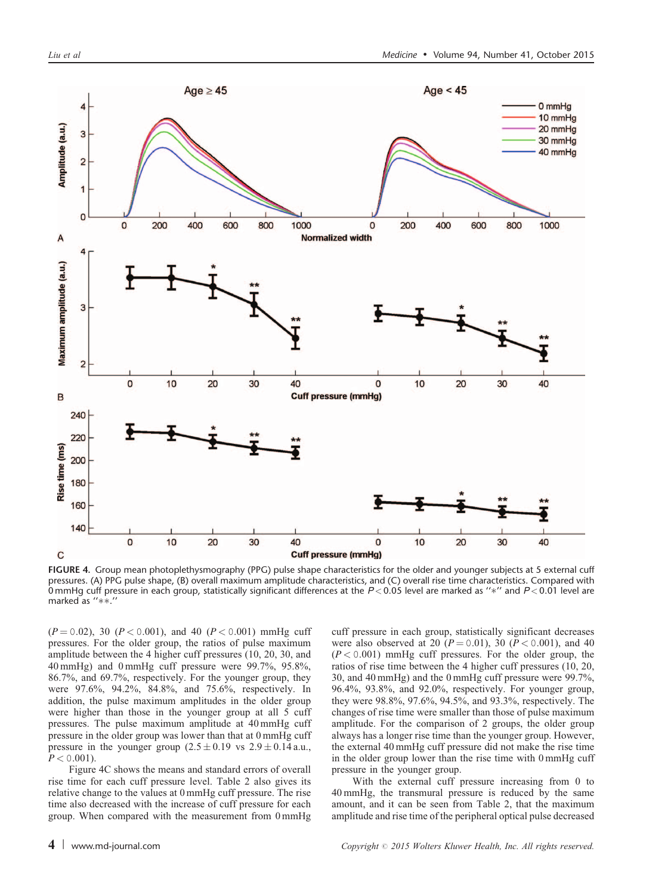FIGURE 4. Group mean photoplethysmography (PPG) pulse shape characteristics for the older and younger subjects at 5 external cuff pressures. (A) PPG pulse shape, (B) overall maximum amplitude characteristics, and (C) overall rise time characteristics. Compared with 0 mmHg cuff pressure in each group, statistically significant differences at the $P < 0.05$ level are marked as ''*'' and $P < 0.01$ level are marked as ''**.''

($P = 0.02$), 30 ($P < 0.001$), and 40 ($P < 0.001$) mmHg cuff pressures. For the older group, the ratios of pulse maximum amplitude between the 4 higher cuff pressures (10, 20, 30, and 40 mmHg) and 0 mmHg cuff pressure were 99.7%, 95.8%, 86.7%, and 69.7%, respectively. For the younger group, they were 97.6%, 94.2%, 84.8%, and 75.6%, respectively. In addition, the pulse maximum amplitudes in the older group were higher than those in the younger group at all 5 cuff pressures. The pulse maximum amplitude at 40 mmHg cuff pressure in the older group was lower than that at 0 mmHg cuff pressure in the younger group ($2.5 \pm 0.19$ vs $2.9 \pm 0.14$ a.u., $P < 0.001$).

Figure 4C shows the means and standard errors of overall rise time for each cuff pressure level. Table 2 also gives its relative change to the values at 0 mmHg cuff pressure. The rise time also decreased with the increase of cuff pressure for each group. When compared with the measurement from 0 mmHg cuff pressure in each group, statistically significant decreases were also observed at 20 ($P = 0.01$), 30 ($P < 0.001$), and 40 ($P < 0.001$) mmHg cuff pressures. For the older group, the ratios of rise time between the 4 higher cuff pressures (10, 20, 30, and 40 mmHg) and the 0 mmHg cuff pressure were 99.7%, 96.4%, 93.8%, and 92.0%, respectively. For younger group, they were 98.8%, 97.6%, 94.5%, and 93.3%, respectively. The changes of rise time were smaller than those of pulse maximum amplitude. For the comparison of 2 groups, the older group always has a longer rise time than the younger group. However, the external 40 mmHg cuff pressure did not make the rise time in the older group lower than the rise time with 0 mmHg cuff pressure in the younger group.

With the external cuff pressure increasing from 0 to 40 mmHg, the transmural pressure is reduced by the same amount, and it can be seen from Table 2, that the maximum amplitude and rise time of the peripheral optical pulse decreased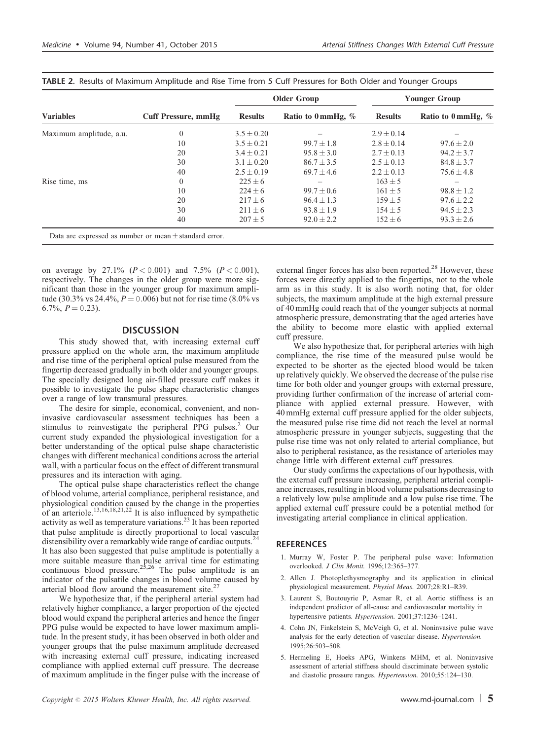**TABLE 2.** Results of Maximum Amplitude and Rise Time from 5 Cuff Pressures for Both Older and Younger Groups

| Variables | Cuff Pressure, mmHg | Older Group | | Younger Group | |
|---|---|---|---|---|---|
| | | Results | Ratio to 0 mmHg, % | Results | Ratio to 0 mmHg, % |
| Maximum amplitude, a.u. | 0 | $3.5 \pm 0.20$ | – | $2.9 \pm 0.14$ | – |
| | 10 | $3.5 \pm 0.21$ | $99.7 \pm 1.8$ | $2.8 \pm 0.14$ | $97.6 \pm 2.0$ |
| | 20 | $3.4 \pm 0.21$ | $95.8 \pm 3.0$ | $2.7 \pm 0.13$ | $94.2 \pm 3.7$ |
| | 30 | $3.1 \pm 0.20$ | $86.7 \pm 3.5$ | $2.5 \pm 0.13$ | $84.8 \pm 3.7$ |
| | 40 | $2.5 \pm 0.19$ | $69.7 \pm 4.6$ | $2.2 \pm 0.13$ | $75.6 \pm 4.8$ |
| Rise time, ms | 0 | $225 \pm 6$ | – | $163 \pm 5$ | – |
| | 10 | $224 \pm 6$ | $99.7 \pm 0.6$ | $161 \pm 5$ | $98.8 \pm 1.2$ |
| | 20 | $217 \pm 6$ | $96.4 \pm 1.3$ | $159 \pm 5$ | $97.6 \pm 2.2$ |
| | 30 | $211 \pm 6$ | $93.8 \pm 1.9$ | $154 \pm 5$ | $94.5 \pm 2.3$ |
| | 40 | $207 \pm 5$ | $92.0 \pm 2.2$ | $152 \pm 6$ | $93.3 \pm 2.6$ |

Data are expressed as number or mean $\pm$ standard error.

on average by 27.1% ($P < 0.001$) and 7.5% ($P < 0.001$), respectively. The changes in the older group were more significant than those in the younger group for maximum amplitude (30.3% vs 24.4%, $P = 0.006$) but not for rise time (8.0% vs 6.7%, $P = 0.23$).

## DISCUSSION

This study showed that, with increasing external cuff pressure applied on the whole arm, the maximum amplitude and rise time of the peripheral optical pulse measured from the fingertip decreased gradually in both older and younger groups. The specially designed long air-filled pressure cuff makes it possible to investigate the pulse shape characteristic changes over a range of low transmural pressures.

The desire for simple, economical, convenient, and noninvasive cardiovascular assessment techniques has been a stimulus to reinvestigate the peripheral PPG pulses.[2] Our current study expanded the physiological investigation for a better understanding of the optical pulse shape characteristic changes with different mechanical conditions across the arterial wall, with a particular focus on the effect of different transmural pressures and its interaction with aging.

The optical pulse shape characteristics reflect the change of blood volume, arterial compliance, peripheral resistance, and physiological condition caused by the change in the properties of an arteriole.[13,16,18,21,22] It is also influenced by sympathetic activity as well as temperature variations.[23] It has been reported that pulse amplitude is directly proportional to local vascular distensibility over a remarkably wide range of cardiac outputs.[24] It has also been suggested that pulse amplitude is potentially a more suitable measure than pulse arrival time for estimating continuous blood pressure.[25,26] The pulse amplitude is an indicator of the pulsatile changes in blood volume caused by arterial blood flow around the measurement site.[27]

We hypothesize that, if the peripheral arterial system had relatively higher compliance, a larger proportion of the ejected blood would expand the peripheral arteries and hence the finger PPG pulse would be expected to have lower maximum amplitude. In the present study, it has been observed in both older and younger groups that the pulse maximum amplitude decreased with increasing external cuff pressure, indicating increased compliance with applied external cuff pressure. The decrease of maximum amplitude in the finger pulse with the increase of external finger forces has also been reported.[28] However, these forces were directly applied to the fingertips, not to the whole arm as in this study. It is also worth noting that, for older subjects, the maximum amplitude at the high external pressure of 40 mmHg could reach that of the younger subjects at normal atmospheric pressure, demonstrating that the aged arteries have the ability to become more elastic with applied external cuff pressure.

We also hypothesize that, for peripheral arteries with high compliance, the rise time of the measured pulse would be expected to be shorter as the ejected blood would be taken up relatively quickly. We observed the decrease of the pulse rise time for both older and younger groups with external pressure, providing further confirmation of the increase of arterial compliance with applied external pressure. However, with 40 mmHg external cuff pressure applied for the older subjects, the measured pulse rise time did not reach the level at normal atmospheric pressure in younger subjects, suggesting that the pulse rise time was not only related to arterial compliance, but also to peripheral resistance, as the resistance of arterioles may change little with different external cuff pressures.

Our study confirms the expectations of our hypothesis, with the external cuff pressure increasing, peripheral arterial compliance increases, resulting in blood volume pulsations decreasing to a relatively low pulse amplitude and a low pulse rise time. The applied external cuff pressure could be a potential method for investigating arterial compliance in clinical application.

## REFERENCES

1. Murray W, Foster P. The peripheral pulse wave: Information overlooked. *J Clin Monit.* 1996;12:365–377.
2. Allen J. Photoplethysmography and its application in clinical physiological measurement. *Physiol Meas.* 2007;28:R1–R39.
3. Laurent S, Boutouyrie P, Asmar R, et al. Aortic stiffness is an independent predictor of all-cause and cardiovascular mortality in hypertensive patients. *Hypertension.* 2001;37:1236–1241.
4. Cohn JN, Finkelstein S, McVeigh G, et al. Noninvasive pulse wave analysis for the early detection of vascular disease. *Hypertension.* 1995;26:503–508.
5. Hermeling E, Hoeks APG, Winkens MHM, et al. Noninvasive assessment of arterial stiffness should discriminate between systolic and diastolic pressure ranges. *Hypertension.* 2010;55:124–130.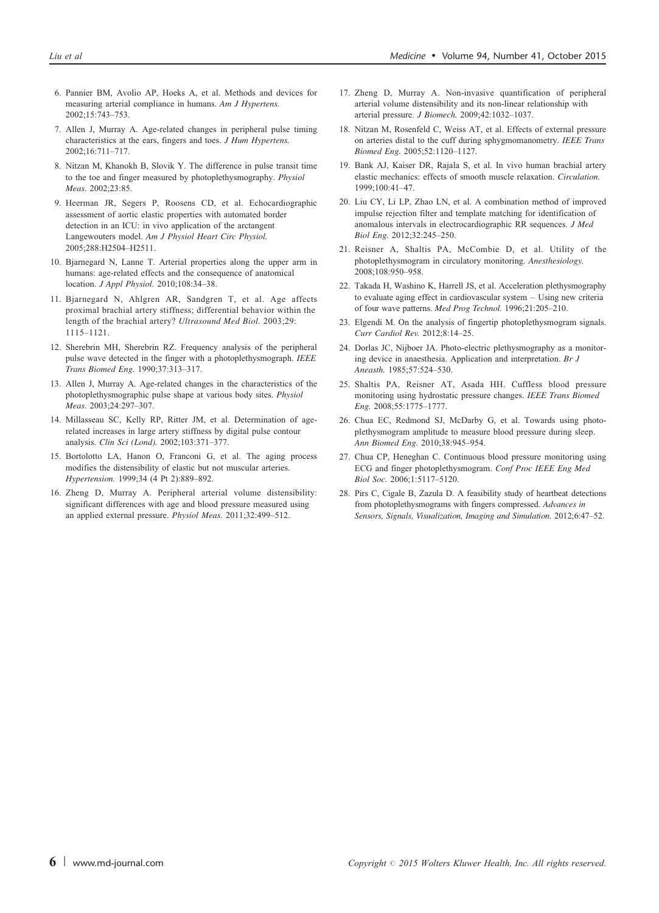6. Pannier BM, Avolio AP, Hoeks A, et al. Methods and devices for measuring arterial compliance in humans. *Am J Hypertens.* 2002;15:743–753.
7. Allen J, Murray A. Age-related changes in peripheral pulse timing characteristics at the ears, fingers and toes. *J Hum Hypertens.* 2002;16:711–717.
8. Nitzan M, Khanokh B, Slovik Y. The difference in pulse transit time to the toe and finger measured by photoplethysmography. *Physiol Meas.* 2002;23:85.
9. Heerman JR, Segers P, Roosens CD, et al. Echocardiographic assessment of aortic elastic properties with automated border detection in an ICU: in vivo application of the arctangent Langewouters model. *Am J Physiol Heart Circ Physiol.* 2005;288:H2504–H2511.
10. Bjarnegard N, Lanne T. Arterial properties along the upper arm in humans: age-related effects and the consequence of anatomical location. *J Appl Physiol.* 2010;108:34–38.
11. Bjarnegard N, Ahlgren AR, Sandgren T, et al. Age affects proximal brachial artery stiffness; differential behavior within the length of the brachial artery? *Ultrasound Med Biol.* 2003;29: 1115–1121.
12. Sherebrin MH, Sherebrin RZ. Frequency analysis of the peripheral pulse wave detected in the finger with a photoplethysmograph. *IEEE Trans Biomed Eng.* 1990;37:313–317.
13. Allen J, Murray A. Age-related changes in the characteristics of the photoplethysmographic pulse shape at various body sites. *Physiol Meas.* 2003;24:297–307.
14. Millasseau SC, Kelly RP, Ritter JM, et al. Determination of age-related increases in large artery stiffness by digital pulse contour analysis. *Clin Sci (Lond).* 2002;103:371–377.
15. Bortolotto LA, Hanon O, Franconi G, et al. The aging process modifies the distensibility of elastic but not muscular arteries. *Hypertension.* 1999;34 (4 Pt 2):889–892.
16. Zheng D, Murray A. Peripheral arterial volume distensibility: significant differences with age and blood pressure measured using an applied external pressure. *Physiol Meas.* 2011;32:499–512.
17. Zheng D, Murray A. Non-invasive quantification of peripheral arterial volume distensibility and its non-linear relationship with arterial pressure. *J Biomech.* 2009;42:1032–1037.
18. Nitzan M, Rosenfeld C, Weiss AT, et al. Effects of external pressure on arteries distal to the cuff during sphygmomanometry. *IEEE Trans Biomed Eng.* 2005;52:1120–1127.
19. Bank AJ, Kaiser DR, Rajala S, et al. In vivo human brachial artery elastic mechanics: effects of smooth muscle relaxation. *Circulation.* 1999;100:41–47.
20. Liu CY, Li LP, Zhao LN, et al. A combination method of improved impulse rejection filter and template matching for identification of anomalous intervals in electrocardiographic RR sequences. *J Med Biol Eng.* 2012;32:245–250.
21. Reisner A, Shaltis PA, McCombie D, et al. Utility of the photoplethysmogram in circulatory monitoring. *Anesthesiology.* 2008;108:950–958.
22. Takada H, Washino K, Harrell JS, et al. Acceleration plethysmography to evaluate aging effect in cardiovascular system – Using new criteria of four wave patterns. *Med Prog Technol.* 1996;21:205–210.
23. Elgendi M. On the analysis of fingertip photoplethysmogram signals. *Curr Cardiol Rev.* 2012;8:14–25.
24. Dorlas JC, Nijboer JA. Photo-electric plethysmography as a monitoring device in anaesthesia. Application and interpretation. *Br J Aneasth.* 1985;57:524–530.
25. Shaltis PA, Reisner AT, Asada HH. Cuffless blood pressure monitoring using hydrostatic pressure changes. *IEEE Trans Biomed Eng.* 2008;55:1775–1777.
26. Chua EC, Redmond SJ, McDarby G, et al. Towards using photoplethysmogram amplitude to measure blood pressure during sleep. *Ann Biomed Eng.* 2010;38:945–954.
27. Chua CP, Heneghan C. Continuous blood pressure monitoring using ECG and finger photoplethysmogram. *Conf Proc IEEE Eng Med Biol Soc.* 2006;1:5117–5120.
28. Pirs C, Cigale B, Zazula D. A feasibility study of heartbeat detections from photoplethysmograms with fingers compressed. *Advances in Sensors, Signals, Visualization, Imaging and Simulation.* 2012;6:47–52.